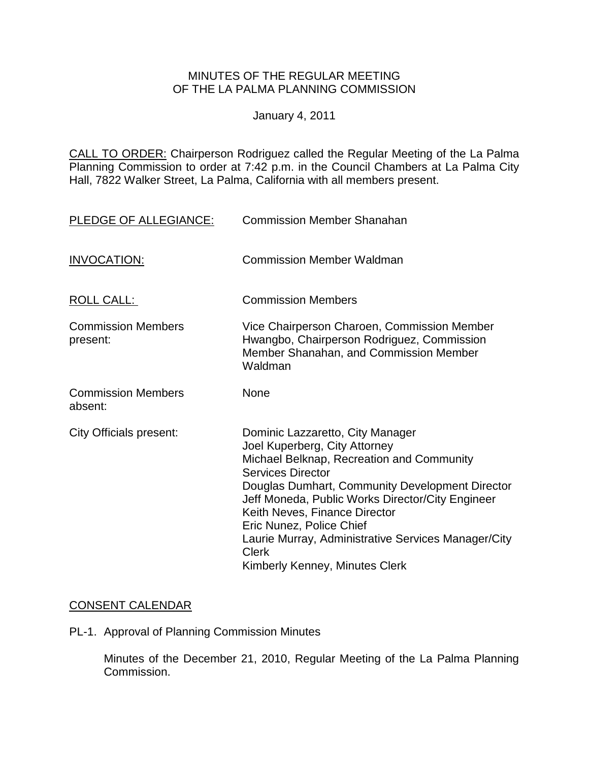# MINUTES OF THE REGULAR MEETING OF THE LA PALMA PLANNING COMMISSION

January 4, 2011

CALL TO ORDER: Chairperson Rodriguez called the Regular Meeting of the La Palma Planning Commission to order at 7:42 p.m. in the Council Chambers at La Palma City Hall, 7822 Walker Street, La Palma, California with all members present.

| | |
|---|---|
| PLEDGE OF ALLEGIANCE: | Commission Member Shanahan |
| INVOCATION: | Commission Member Waldman |
| ROLL CALL: | Commission Members |
| Commission Members present: | Vice Chairperson Charoen, Commission Member Hwangbo, Chairperson Rodriguez, Commission Member Shanahan, and Commission Member Waldman |
| Commission Members absent: | None |
| City Officials present: | Dominic Lazzaretto, City Manager<br>Joel Kuperberg, City Attorney<br>Michael Belknap, Recreation and Community Services Director<br>Douglas Dumhart, Community Development Director<br>Jeff Moneda, Public Works Director/City Engineer<br>Keith Neves, Finance Director<br>Eric Nunez, Police Chief<br>Laurie Murray, Administrative Services Manager/City Clerk<br>Kimberly Kenney, Minutes Clerk |

## CONSENT CALENDAR

PL-1. Approval of Planning Commission Minutes

Minutes of the December 21, 2010, Regular Meeting of the La Palma Planning Commission.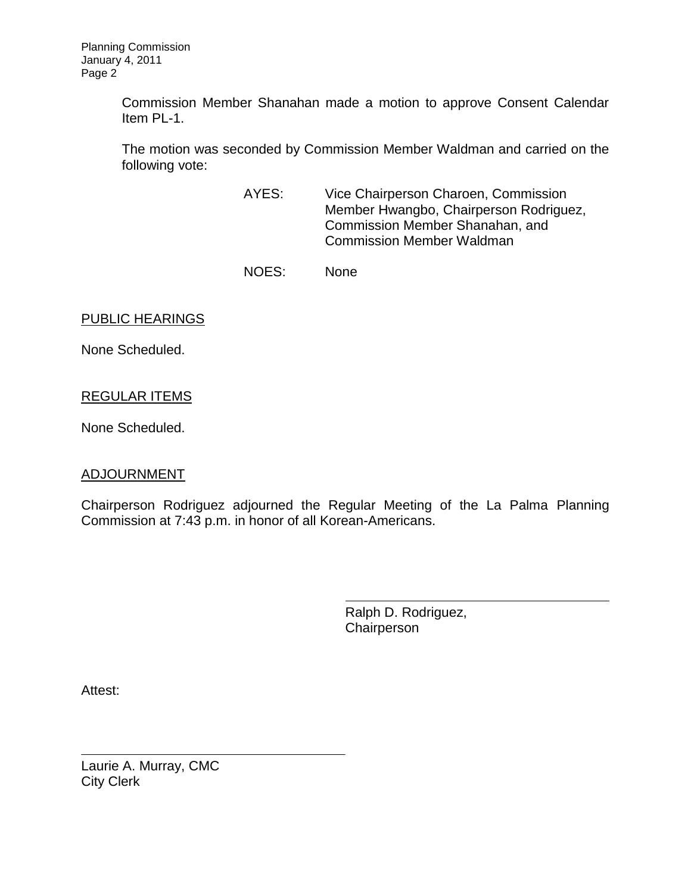Commission Member Shanahan made a motion to approve Consent Calendar Item PL-1.

The motion was seconded by Commission Member Waldman and carried on the following vote:

AYES: Vice Chairperson Charoen, Commission Member Hwangbo, Chairperson Rodriguez, Commission Member Shanahan, and Commission Member Waldman

NOES: None

## PUBLIC HEARINGS

None Scheduled.

## REGULAR ITEMS

None Scheduled.

## ADJOURNMENT

Chairperson Rodriguez adjourned the Regular Meeting of the La Palma Planning Commission at 7:43 p.m. in honor of all Korean-Americans.

Ralph D. Rodriguez,  
Chairperson

Attest:

Laurie A. Murray, CMC  
City Clerk